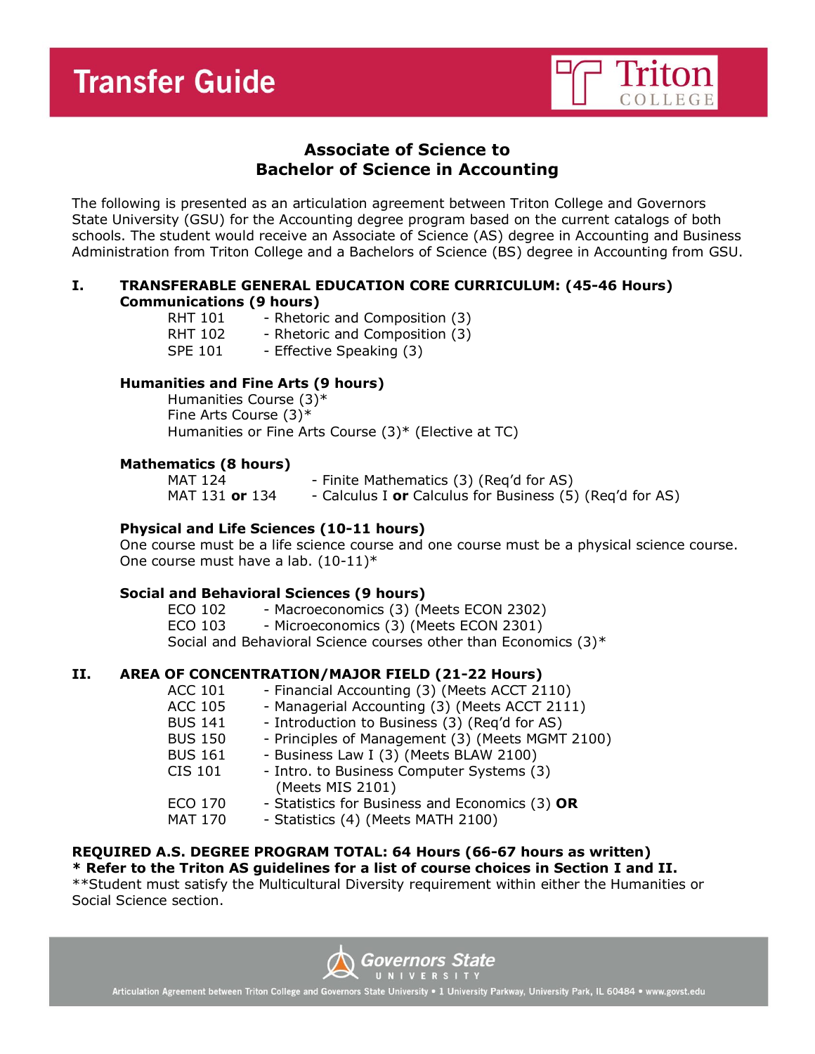# Transfer Guide

Triton College

## Associate of Science to Bachelor of Science in Accounting

The following is presented as an articulation agreement between Triton College and Governors State University (GSU) for the Accounting degree program based on the current catalogs of both schools. The student would receive an Associate of Science (AS) degree in Accounting and Business Administration from Triton College and a Bachelors of Science (BS) degree in Accounting from GSU.

### I. TRANSFERABLE GENERAL EDUCATION CORE CURRICULUM: (45-46 Hours)

**Communications (9 hours)**

- RHT 101 - Rhetoric and Composition (3)
- RHT 102 - Rhetoric and Composition (3)
- SPE 101 - Effective Speaking (3)

**Humanities and Fine Arts (9 hours)**

- Humanities Course (3)*
- Fine Arts Course (3)*
- Humanities or Fine Arts Course (3)* (Elective at TC)

**Mathematics (8 hours)**

- MAT 124 - Finite Mathematics (3) (Req'd for AS)
- MAT 131 **or** 134 - Calculus I **or** Calculus for Business (5) (Req'd for AS)

**Physical and Life Sciences (10-11 hours)**

One course must be a life science course and one course must be a physical science course. One course must have a lab. (10-11)*

**Social and Behavioral Sciences (9 hours)**

- ECO 102 - Macroeconomics (3) (Meets ECON 2302)
- ECO 103 - Microeconomics (3) (Meets ECON 2301)
- Social and Behavioral Science courses other than Economics (3)*

### II. AREA OF CONCENTRATION/MAJOR FIELD (21-22 Hours)

- ACC 101 - Financial Accounting (3) (Meets ACCT 2110)
- ACC 105 - Managerial Accounting (3) (Meets ACCT 2111)
- BUS 141 - Introduction to Business (3) (Req'd for AS)
- BUS 150 - Principles of Management (3) (Meets MGMT 2100)
- BUS 161 - Business Law I (3) (Meets BLAW 2100)
- CIS 101 - Intro. to Business Computer Systems (3) (Meets MIS 2101)
- ECO 170 - Statistics for Business and Economics (3) **OR**
- MAT 170 - Statistics (4) (Meets MATH 2100)

**REQUIRED A.S. DEGREE PROGRAM TOTAL: 64 Hours (66-67 hours as written)**

**\* Refer to the Triton AS guidelines for a list of course choices in Section I and II.**

**Student must satisfy the Multicultural Diversity requirement within either the Humanities or Social Science section.

Governors State University

Articulation Agreement between Triton College and Governors State University • 1 University Parkway, University Park, IL 60484 • www.govst.edu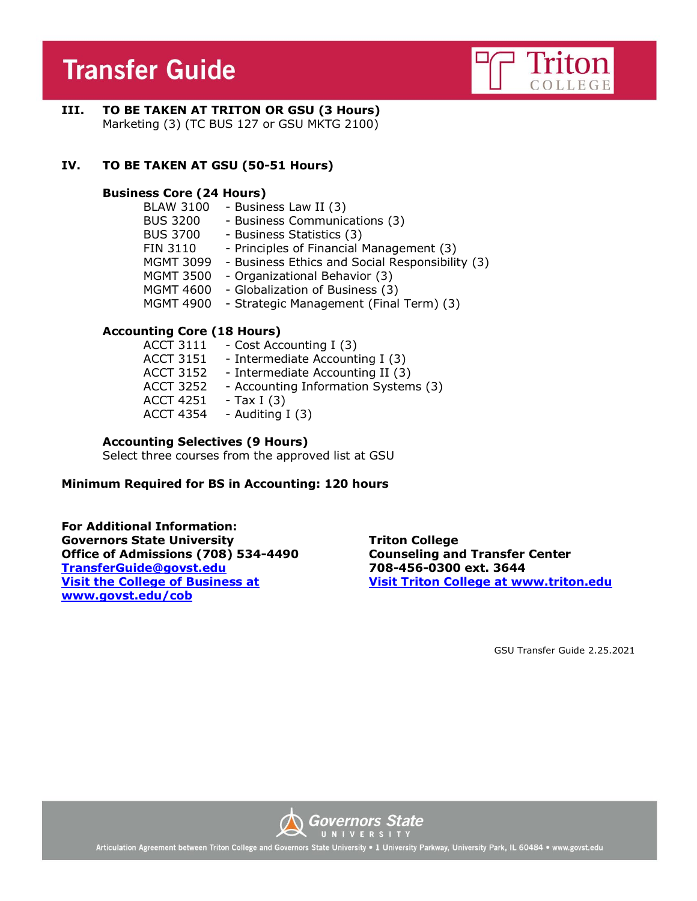## III. TO BE TAKEN AT TRITON OR GSU (3 Hours)

Marketing (3) (TC BUS 127 or GSU MKTG 2100)

## IV. TO BE TAKEN AT GSU (50-51 Hours)

### Business Core (24 Hours)

- BLAW 3100 - Business Law II (3)
- BUS 3200 - Business Communications (3)
- BUS 3700 - Business Statistics (3)
- FIN 3110 - Principles of Financial Management (3)
- MGMT 3099 - Business Ethics and Social Responsibility (3)
- MGMT 3500 - Organizational Behavior (3)
- MGMT 4600 - Globalization of Business (3)
- MGMT 4900 - Strategic Management (Final Term) (3)

### Accounting Core (18 Hours)

- ACCT 3111 - Cost Accounting I (3)
- ACCT 3151 - Intermediate Accounting I (3)
- ACCT 3152 - Intermediate Accounting II (3)
- ACCT 3252 - Accounting Information Systems (3)
- ACCT 4251 - Tax I (3)
- ACCT 4354 - Auditing I (3)

### Accounting Selectives (9 Hours)

Select three courses from the approved list at GSU

**Minimum Required for BS in Accounting: 120 hours**

**For Additional Information:**
**Governors State University**
**Office of Admissions (708) 534-4490**
**TransferGuide@govst.edu**
**Visit the College of Business at www.govst.edu/cob**

**Triton College**
**Counseling and Transfer Center**
**708-456-0300 ext. 3644**
**Visit Triton College at www.triton.edu**

GSU Transfer Guide 2.25.2021

Articulation Agreement between Triton College and Governors State University • 1 University Parkway, University Park, IL 60484 • www.govst.edu